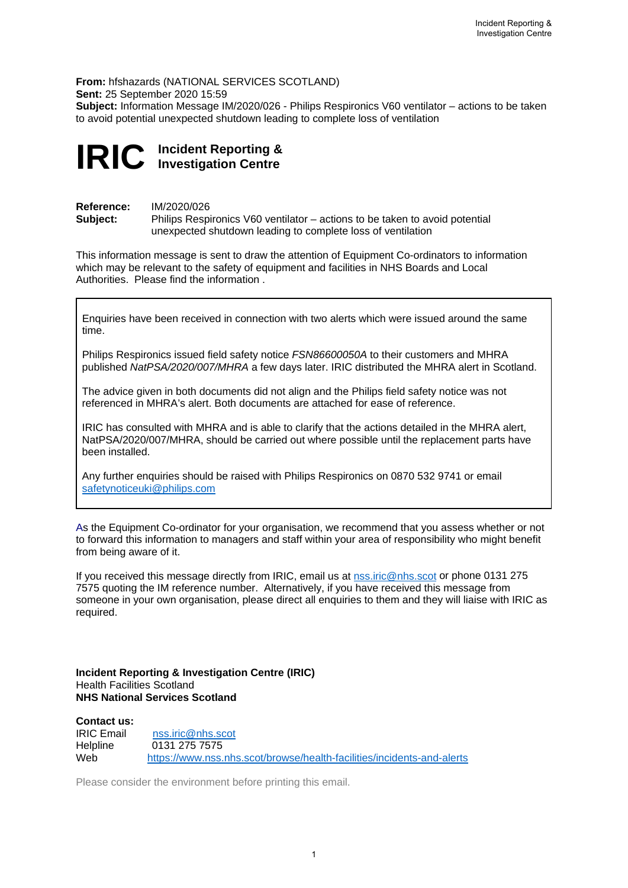**From:** hfshazards (NATIONAL SERVICES SCOTLAND)
**Sent:** 25 September 2020 15:59
**Subject:** Information Message IM/2020/026 - Philips Respironics V60 ventilator – actions to be taken to avoid potential unexpected shutdown leading to complete loss of ventilation

# IRIC Incident Reporting & Investigation Centre

**Reference:** IM/2020/026
**Subject:** Philips Respironics V60 ventilator – actions to be taken to avoid potential unexpected shutdown leading to complete loss of ventilation

This information message is sent to draw the attention of Equipment Co-ordinators to information which may be relevant to the safety of equipment and facilities in NHS Boards and Local Authorities. Please find the information .

Enquiries have been received in connection with two alerts which were issued around the same time.

Philips Respironics issued field safety notice *FSN86600050A* to their customers and MHRA published *NatPSA/2020/007/MHRA* a few days later. IRIC distributed the MHRA alert in Scotland.

The advice given in both documents did not align and the Philips field safety notice was not referenced in MHRA's alert. Both documents are attached for ease of reference.

IRIC has consulted with MHRA and is able to clarify that the actions detailed in the MHRA alert, NatPSA/2020/007/MHRA, should be carried out where possible until the replacement parts have been installed.

Any further enquiries should be raised with Philips Respironics on 0870 532 9741 or email safetynoticeuki@philips.com

As the Equipment Co-ordinator for your organisation, we recommend that you assess whether or not to forward this information to managers and staff within your area of responsibility who might benefit from being aware of it.

If you received this message directly from IRIC, email us at nss.iric@nhs.scot or phone 0131 275 7575 quoting the IM reference number. Alternatively, if you have received this message from someone in your own organisation, please direct all enquiries to them and they will liaise with IRIC as required.

**Incident Reporting & Investigation Centre (IRIC)**
Health Facilities Scotland
**NHS National Services Scotland**

**Contact us:**
IRIC Email nss.iric@nhs.scot
Helpline 0131 275 7575
Web https://www.nss.nhs.scot/browse/health-facilities/incidents-and-alerts

Please consider the environment before printing this email.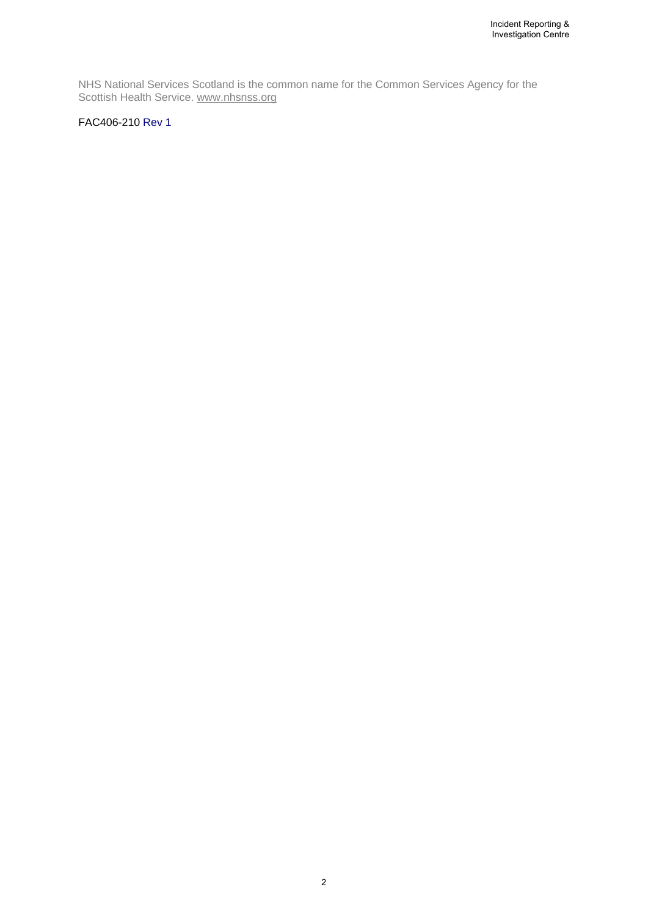NHS National Services Scotland is the common name for the Common Services Agency for the Scottish Health Service. www.nhsnss.org

FAC406-210 Rev 1